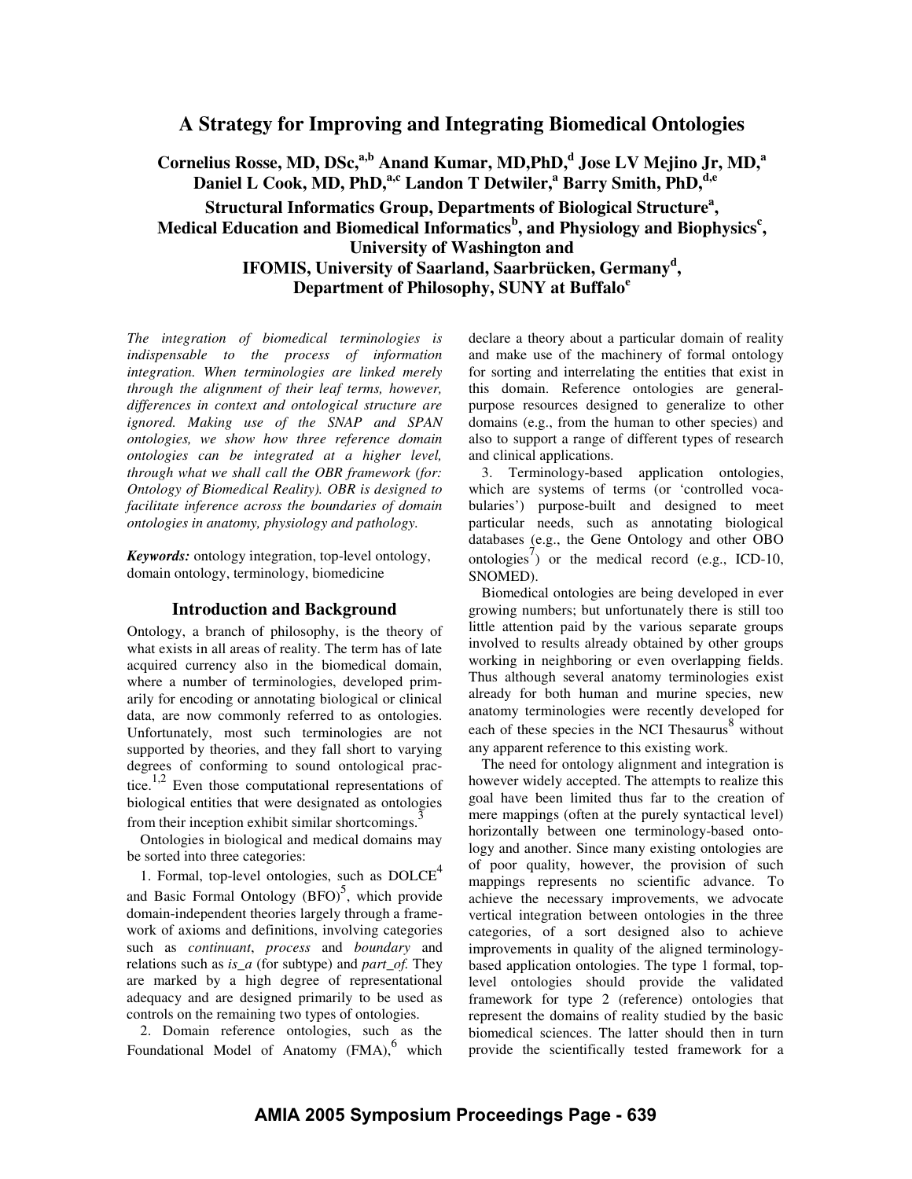# A Strategy for Improving and Integrating Biomedical Ontologies

**Cornelius Rosse, MD, DSc,[a,b] Anand Kumar, MD,PhD,[d] Jose LV Mejino Jr, MD,[a] Daniel L Cook, MD, PhD,[a,c] Landon T Detwiler,[a] Barry Smith, PhD,[d,e]**

**Structural Informatics Group, Departments of Biological Structure[a], Medical Education and Biomedical Informatics[b], and Physiology and Biophysics[c], University of Washington and IFOMIS, University of Saarland, Saarbrücken, Germany[d], Department of Philosophy, SUNY at Buffalo[e]**

*The integration of biomedical terminologies is indispensable to the process of information integration. When terminologies are linked merely through the alignment of their leaf terms, however, differences in context and ontological structure are ignored. Making use of the SNAP and SPAN ontologies, we show how three reference domain ontologies can be integrated at a higher level, through what we shall call the OBR framework (for: Ontology of Biomedical Reality). OBR is designed to facilitate inference across the boundaries of domain ontologies in anatomy, physiology and pathology.*

***Keywords:*** ontology integration, top-level ontology, domain ontology, terminology, biomedicine

## Introduction and Background

Ontology, a branch of philosophy, is the theory of what exists in all areas of reality. The term has of late acquired currency also in the biomedical domain, where a number of terminologies, developed primarily for encoding or annotating biological or clinical data, are now commonly referred to as ontologies. Unfortunately, most such terminologies are not supported by theories, and they fall short to varying degrees of conforming to sound ontological practice.[1,2] Even those computational representations of biological entities that were designated as ontologies from their inception exhibit similar shortcomings.[3]

Ontologies in biological and medical domains may be sorted into three categories:

1. Formal, top-level ontologies, such as DOLCE[4] and Basic Formal Ontology (BFO)[5], which provide domain-independent theories largely through a framework of axioms and definitions, involving categories such as *continuant*, *process* and *boundary* and relations such as *is_a* (for subtype) and *part_of.* They are marked by a high degree of representational adequacy and are designed primarily to be used as controls on the remaining two types of ontologies.

2. Domain reference ontologies, such as the Foundational Model of Anatomy (FMA),[6] which declare a theory about a particular domain of reality and make use of the machinery of formal ontology for sorting and interrelating the entities that exist in this domain. Reference ontologies are general-purpose resources designed to generalize to other domains (e.g., from the human to other species) and also to support a range of different types of research and clinical applications.

3. Terminology-based application ontologies, which are systems of terms (or 'controlled vocabularies') purpose-built and designed to meet particular needs, such as annotating biological databases (e.g., the Gene Ontology and other OBO ontologies[7]) or the medical record (e.g., ICD-10, SNOMED).

Biomedical ontologies are being developed in ever growing numbers; but unfortunately there is still too little attention paid by the various separate groups involved to results already obtained by other groups working in neighboring or even overlapping fields. Thus although several anatomy terminologies exist already for both human and murine species, new anatomy terminologies were recently developed for each of these species in the NCI Thesaurus[8] without any apparent reference to this existing work.

The need for ontology alignment and integration is however widely accepted. The attempts to realize this goal have been limited thus far to the creation of mere mappings (often at the purely syntactical level) horizontally between one terminology-based ontology and another. Since many existing ontologies are of poor quality, however, the provision of such mappings represents no scientific advance. To achieve the necessary improvements, we advocate vertical integration between ontologies in the three categories, of a sort designed also to achieve improvements in quality of the aligned terminology-based application ontologies. The type 1 formal, top-level ontologies should provide the validated framework for type 2 (reference) ontologies that represent the domains of reality studied by the basic biomedical sciences. The latter should then in turn provide the scientifically tested framework for a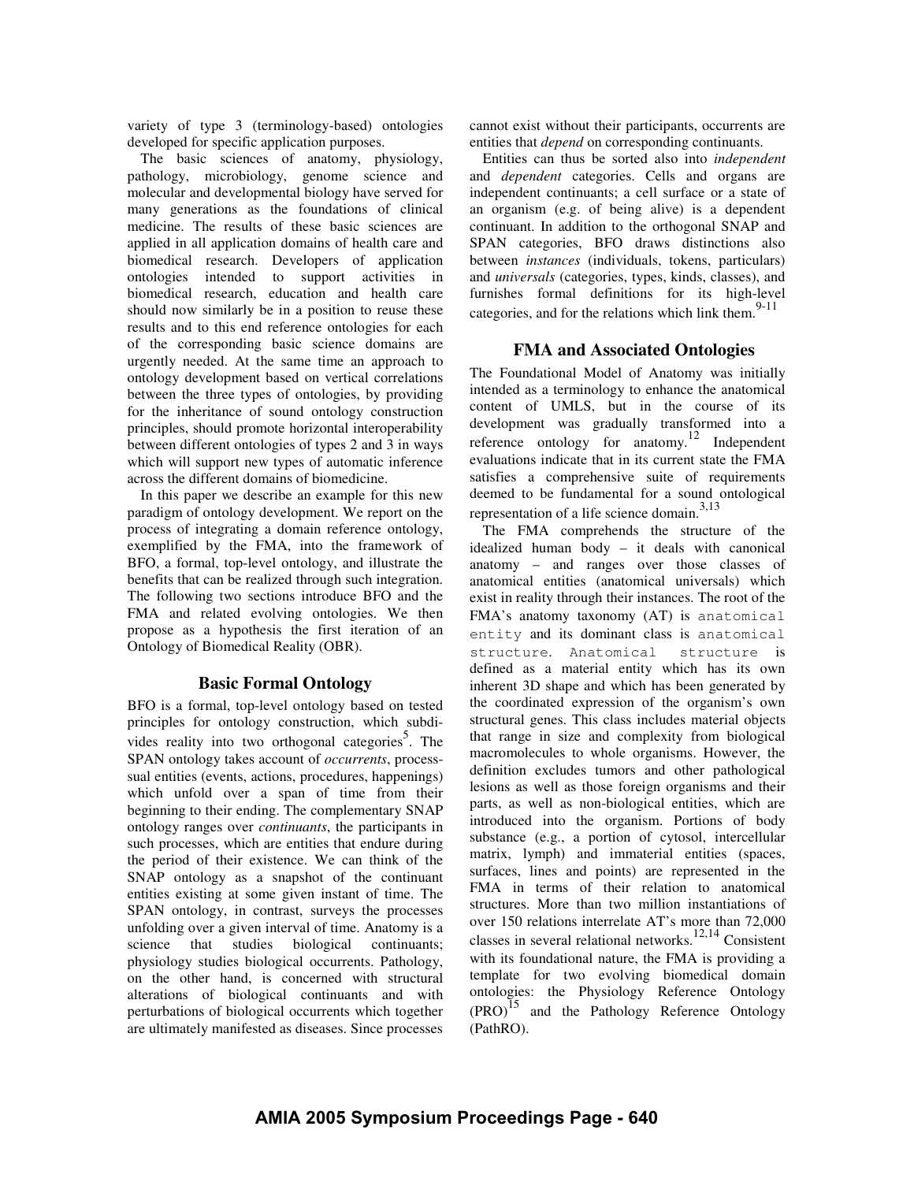variety of type 3 (terminology-based) ontologies developed for specific application purposes.

The basic sciences of anatomy, physiology, pathology, microbiology, genome science and molecular and developmental biology have served for many generations as the foundations of clinical medicine. The results of these basic sciences are applied in all application domains of health care and biomedical research. Developers of application ontologies intended to support activities in biomedical research, education and health care should now similarly be in a position to reuse these results and to this end reference ontologies for each of the corresponding basic science domains are urgently needed. At the same time an approach to ontology development based on vertical correlations between the three types of ontologies, by providing for the inheritance of sound ontology construction principles, should promote horizontal interoperability between different ontologies of types 2 and 3 in ways which will support new types of automatic inference across the different domains of biomedicine.

In this paper we describe an example for this new paradigm of ontology development. We report on the process of integrating a domain reference ontology, exemplified by the FMA, into the framework of BFO, a formal, top-level ontology, and illustrate the benefits that can be realized through such integration. The following two sections introduce BFO and the FMA and related evolving ontologies. We then propose as a hypothesis the first iteration of an Ontology of Biomedical Reality (OBR).

## Basic Formal Ontology

BFO is a formal, top-level ontology based on tested principles for ontology construction, which subdivides reality into two orthogonal categories[5]. The SPAN ontology takes account of *occurrents*, processual entities (events, actions, procedures, happenings) which unfold over a span of time from their beginning to their ending. The complementary SNAP ontology ranges over *continuants*, the participants in such processes, which are entities that endure during the period of their existence. We can think of the SNAP ontology as a snapshot of the continuant entities existing at some given instant of time. The SPAN ontology, in contrast, surveys the processes unfolding over a given interval of time. Anatomy is a science that studies biological continuants; physiology studies biological occurrents. Pathology, on the other hand, is concerned with structural alterations of biological continuants and with perturbations of biological occurrents which together are ultimately manifested as diseases. Since processes cannot exist without their participants, occurrents are entities that *depend* on corresponding continuants.

Entities can thus be sorted also into *independent* and *dependent* categories. Cells and organs are independent continuants; a cell surface or a state of an organism (e.g. of being alive) is a dependent continuant. In addition to the orthogonal SNAP and SPAN categories, BFO draws distinctions also between *instances* (individuals, tokens, particulars) and *universals* (categories, types, kinds, classes), and furnishes formal definitions for its high-level categories, and for the relations which link them.[9-11]

## FMA and Associated Ontologies

The Foundational Model of Anatomy was initially intended as a terminology to enhance the anatomical content of UMLS, but in the course of its development was gradually transformed into a reference ontology for anatomy.[12] Independent evaluations indicate that in its current state the FMA satisfies a comprehensive suite of requirements deemed to be fundamental for a sound ontological representation of a life science domain.[3,13]

The FMA comprehends the structure of the idealized human body – it deals with canonical anatomy – and ranges over those classes of anatomical entities (anatomical universals) which exist in reality through their instances. The root of the FMA's anatomy taxonomy (AT) is `anatomical entity` and its dominant class is `anatomical structure`. `Anatomical structure` is defined as a material entity which has its own inherent 3D shape and which has been generated by the coordinated expression of the organism's own structural genes. This class includes material objects that range in size and complexity from biological macromolecules to whole organisms. However, the definition excludes tumors and other pathological lesions as well as those foreign organisms and their parts, as well as non-biological entities, which are introduced into the organism. Portions of body substance (e.g., a portion of cytosol, intercellular matrix, lymph) and immaterial entities (spaces, surfaces, lines and points) are represented in the FMA in terms of their relation to anatomical structures. More than two million instantiations of over 150 relations interrelate AT's more than 72,000 classes in several relational networks.[12,14] Consistent with its foundational nature, the FMA is providing a template for two evolving biomedical domain ontologies: the Physiology Reference Ontology (PRO)[15] and the Pathology Reference Ontology (PathRO).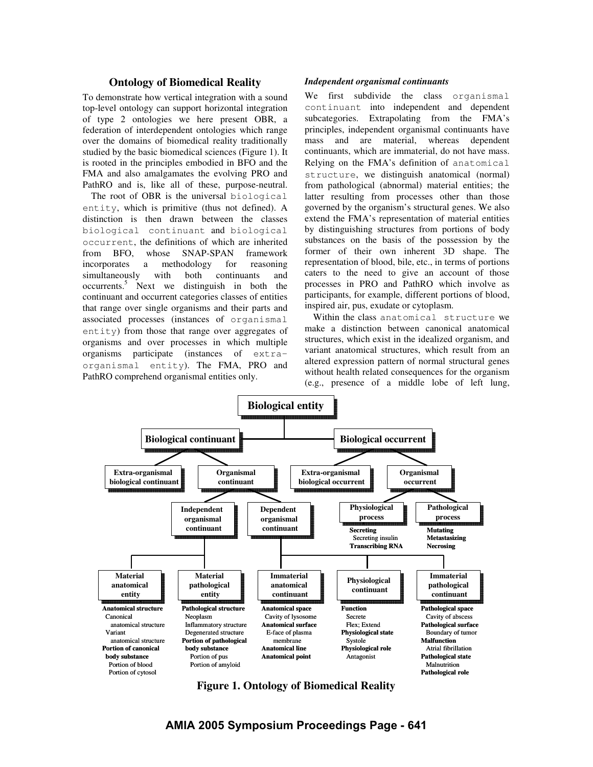## Ontology of Biomedical Reality

To demonstrate how vertical integration with a sound top-level ontology can support horizontal integration of type 2 ontologies we here present OBR, a federation of interdependent ontologies which range over the domains of biomedical reality traditionally studied by the basic biomedical sciences (Figure 1). It is rooted in the principles embodied in BFO and the FMA and also amalgamates the evolving PRO and PathRO and is, like all of these, purpose-neutral.

The root of OBR is the universal `biological entity`, which is primitive (thus not defined). A distinction is then drawn between the classes `biological continuant` and `biological occurrent`, the definitions of which are inherited from BFO, whose SNAP-SPAN framework incorporates a methodology for reasoning simultaneously with both continuants and occurrents.[5] Next we distinguish in both the continuant and occurrent categories classes of entities that range over single organisms and their parts and associated processes (instances of `organismal entity`) from those that range over aggregates of organisms and over processes in which multiple organisms participate (instances of `extra-organismal entity`). The FMA, PRO and PathRO comprehend organismal entities only.

### *Independent organismal continuants*

We first subdivide the class `organismal continuant` into independent and dependent subcategories. Extrapolating from the FMA's principles, independent organismal continuants have mass and are material, whereas dependent continuants, which are immaterial, do not have mass. Relying on the FMA's definition of `anatomical structure`, we distinguish anatomical (normal) from pathological (abnormal) material entities; the latter resulting from processes other than those governed by the organism's structural genes. We also extend the FMA's representation of material entities by distinguishing structures from portions of body substances on the basis of the possession by the former of their own inherent 3D shape. The representation of blood, bile, etc., in terms of portions caters to the need to give an account of those processes in PRO and PathRO which involve as participants, for example, different portions of blood, inspired air, pus, exudate or cytoplasm.

Within the class `anatomical structure` we make a distinction between canonical anatomical structures, which exist in the idealized organism, and variant anatomical structures, which result from an altered expression pattern of normal structural genes without health related consequences for the organism (e.g., presence of a middle lobe of left lung,

- **Biological entity**
  - **Biological continuant**
    - **Extra-organismal biological continuant**
    - **Organismal continuant**
      - **Independent organismal continuant**
        - **Material anatomical entity**: **Anatomical structure** (Canonical anatomical structure; Variant anatomical structure); **Portion of canonical body substance** (Portion of blood; Portion of cytosol)
        - **Material pathological entity**: **Pathological structure** (Neoplasm; Inflammatory structure; Degenerated structure); **Portion of pathological body substance** (Portion of pus; Portion of amyloid)
      - **Dependent organismal continuant**
        - **Immaterial anatomical continuant**: **Anatomical space** (Cavity of lysosome); **Anatomical surface** (E-face of plasma membrane); **Anatomical line**; **Anatomical point**
        - **Physiological continuant**: **Function** (Secrete; Flex; Extend); **Physiological state** (Systole); **Physiological role** (Antagonist)
        - **Immaterial pathological continuant**: **Pathological space** (Cavity of abscess); **Pathological surface** (Boundary of tumor); **Malfunction** (Atrial fibrillation); **Pathological state** (Malnutrition); **Pathological role**
  - **Biological occurrent**
    - **Extra-organismal biological occurrent**
    - **Organismal occurrent**
      - **Physiological process**: **Secreting** (Secreting insulin); **Transcribing RNA**
      - **Pathological process**: **Mutating**; **Metastasizing**; **Necrosing**

**Figure 1. Ontology of Biomedical Reality**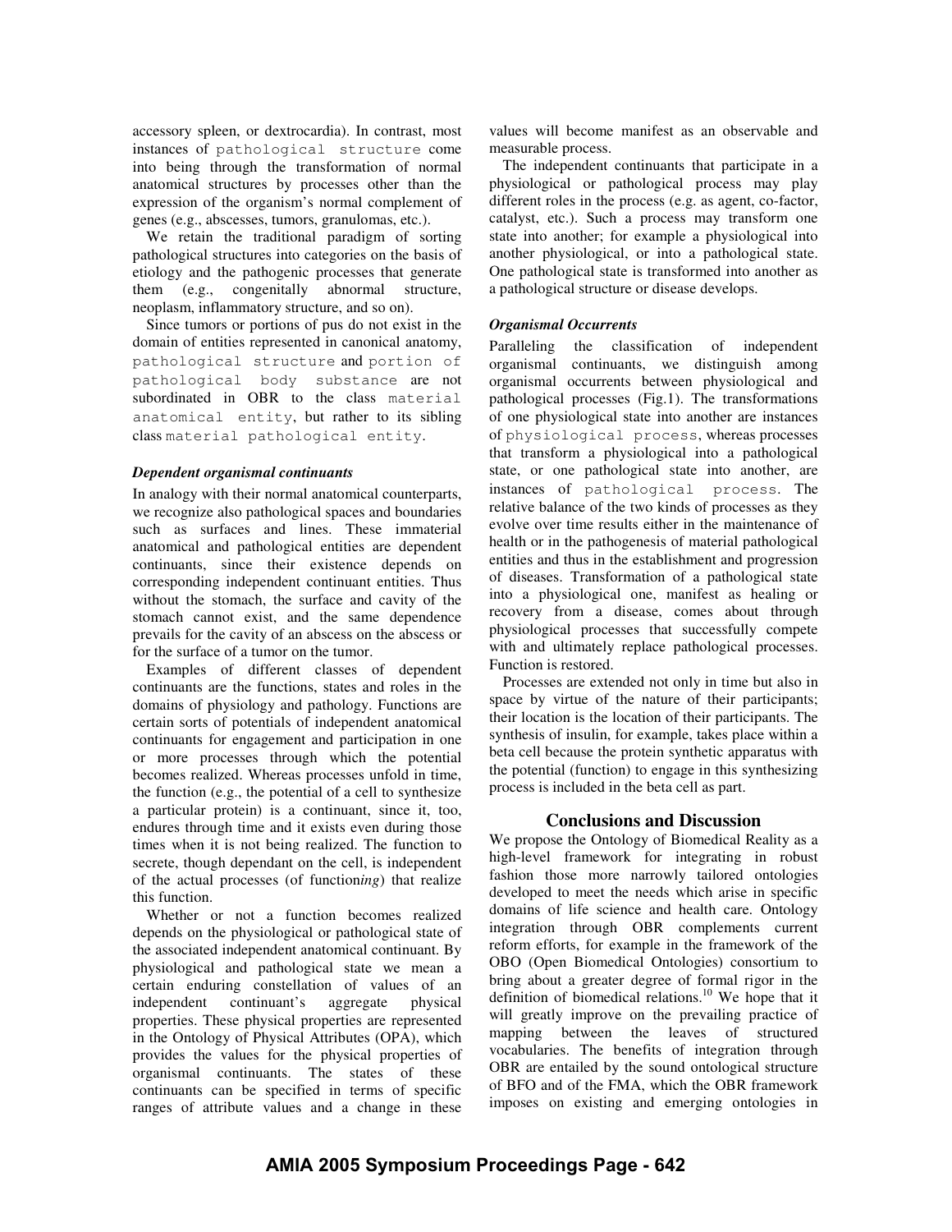accessory spleen, or dextrocardia). In contrast, most instances of `pathological structure` come into being through the transformation of normal anatomical structures by processes other than the expression of the organism's normal complement of genes (e.g., abscesses, tumors, granulomas, etc.).

We retain the traditional paradigm of sorting pathological structures into categories on the basis of etiology and the pathogenic processes that generate them (e.g., congenitally abnormal structure, neoplasm, inflammatory structure, and so on).

Since tumors or portions of pus do not exist in the domain of entities represented in canonical anatomy, `pathological structure` and `portion of pathological body substance` are not subordinated in OBR to the class `material anatomical entity`, but rather to its sibling class `material pathological entity`.

### *Dependent organismal continuants*

In analogy with their normal anatomical counterparts, we recognize also pathological spaces and boundaries such as surfaces and lines. These immaterial anatomical and pathological entities are dependent continuants, since their existence depends on corresponding independent continuant entities. Thus without the stomach, the surface and cavity of the stomach cannot exist, and the same dependence prevails for the cavity of an abscess on the abscess or for the surface of a tumor on the tumor.

Examples of different classes of dependent continuants are the functions, states and roles in the domains of physiology and pathology. Functions are certain sorts of potentials of independent anatomical continuants for engagement and participation in one or more processes through which the potential becomes realized. Whereas processes unfold in time, the function (e.g., the potential of a cell to synthesize a particular protein) is a continuant, since it, too, endures through time and it exists even during those times when it is not being realized. The function to secrete, though dependant on the cell, is independent of the actual processes (of function*ing*) that realize this function.

Whether or not a function becomes realized depends on the physiological or pathological state of the associated independent anatomical continuant. By physiological and pathological state we mean a certain enduring constellation of values of an independent continuant's aggregate physical properties. These physical properties are represented in the Ontology of Physical Attributes (OPA), which provides the values for the physical properties of organismal continuants. The states of these continuants can be specified in terms of specific ranges of attribute values and a change in these values will become manifest as an observable and measurable process.

The independent continuants that participate in a physiological or pathological process may play different roles in the process (e.g. as agent, co-factor, catalyst, etc.). Such a process may transform one state into another; for example a physiological into another physiological, or into a pathological state. One pathological state is transformed into another as a pathological structure or disease develops.

### *Organismal Occurrents*

Paralleling the classification of independent organismal continuants, we distinguish among organismal occurrents between physiological and pathological processes (Fig.1). The transformations of one physiological state into another are instances of `physiological process`, whereas processes that transform a physiological into a pathological state, or one pathological state into another, are instances of `pathological process`. The relative balance of the two kinds of processes as they evolve over time results either in the maintenance of health or in the pathogenesis of material pathological entities and thus in the establishment and progression of diseases. Transformation of a pathological state into a physiological one, manifest as healing or recovery from a disease, comes about through physiological processes that successfully compete with and ultimately replace pathological processes. Function is restored.

Processes are extended not only in time but also in space by virtue of the nature of their participants; their location is the location of their participants. The synthesis of insulin, for example, takes place within a beta cell because the protein synthetic apparatus with the potential (function) to engage in this synthesizing process is included in the beta cell as part.

## Conclusions and Discussion

We propose the Ontology of Biomedical Reality as a high-level framework for integrating in robust fashion those more narrowly tailored ontologies developed to meet the needs which arise in specific domains of life science and health care. Ontology integration through OBR complements current reform efforts, for example in the framework of the OBO (Open Biomedical Ontologies) consortium to bring about a greater degree of formal rigor in the definition of biomedical relations.[10] We hope that it will greatly improve on the prevailing practice of mapping between the leaves of structured vocabularies. The benefits of integration through OBR are entailed by the sound ontological structure of BFO and of the FMA, which the OBR framework imposes on existing and emerging ontologies in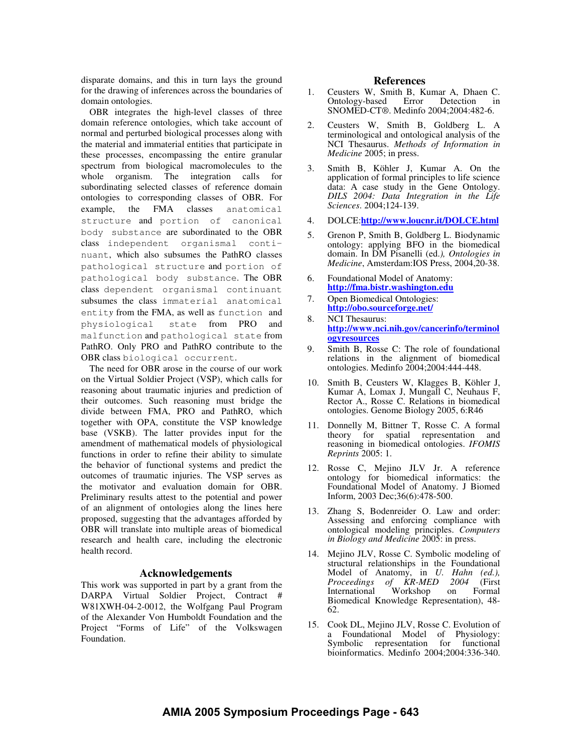disparate domains, and this in turn lays the ground for the drawing of inferences across the boundaries of domain ontologies.

OBR integrates the high-level classes of three domain reference ontologies, which take account of normal and perturbed biological processes along with the material and immaterial entities that participate in these processes, encompassing the entire granular spectrum from biological macromolecules to the whole organism. The integration calls for subordinating selected classes of reference domain ontologies to corresponding classes of OBR. For example, the FMA classes `anatomical structure` and `portion of canonical body substance` are subordinated to the OBR class `independent organismal continuant`, which also subsumes the PathRO classes `pathological structure` and `portion of pathological body substance`. The OBR class `dependent organismal continuant` subsumes the class `immaterial anatomical entity` from the FMA, as well as `function` and `physiological state` from PRO and `malfunction` and `pathological state` from PathRO. Only PRO and PathRO contribute to the OBR class `biological occurrent`.

The need for OBR arose in the course of our work on the Virtual Soldier Project (VSP), which calls for reasoning about traumatic injuries and prediction of their outcomes. Such reasoning must bridge the divide between FMA, PRO and PathRO, which together with OPA, constitute the VSP knowledge base (VSKB). The latter provides input for the amendment of mathematical models of physiological functions in order to refine their ability to simulate the behavior of functional systems and predict the outcomes of traumatic injuries. The VSP serves as the motivator and evaluation domain for OBR. Preliminary results attest to the potential and power of an alignment of ontologies along the lines here proposed, suggesting that the advantages afforded by OBR will translate into multiple areas of biomedical research and health care, including the electronic health record.

## Acknowledgements

This work was supported in part by a grant from the DARPA Virtual Soldier Project, Contract # W81XWH-04-2-0012, the Wolfgang Paul Program of the Alexander Von Humboldt Foundation and the Project "Forms of Life" of the Volkswagen Foundation.

## References

1. Ceusters W, Smith B, Kumar A, Dhaen C. Ontology-based Error Detection in SNOMED-CT®. Medinfo 2004;2004:482-6.
2. Ceusters W, Smith B, Goldberg L. A terminological and ontological analysis of the NCI Thesaurus. *Methods of Information in Medicine* 2005; in press.
3. Smith B, Köhler J, Kumar A. On the application of formal principles to life science data: A case study in the Gene Ontology. *DILS 2004: Data Integration in the Life Sciences*. 2004;124-139.
4. DOLCE:**http://www.loucnr.it/DOLCE.html**
5. Grenon P, Smith B, Goldberg L. Biodynamic ontology: applying BFO in the biomedical domain. In DM Pisanelli (ed.*), Ontologies in Medicine*, Amsterdam:IOS Press, 2004,20-38.
6. Foundational Model of Anatomy: **http://fma.bistr.washington.edu**
7. Open Biomedical Ontologies: **http://obo.sourceforge.net/**
8. NCI Thesaurus: **http://www.nci.nih.gov/cancerinfo/terminologyresources**
9. Smith B, Rosse C: The role of foundational relations in the alignment of biomedical ontologies. Medinfo 2004;2004:444-448.
10. Smith B, Ceusters W, Klagges B, Köhler J, Kumar A, Lomax J, Mungall C, Neuhaus F, Rector A., Rosse C. Relations in biomedical ontologies. Genome Biology 2005, 6:R46
11. Donnelly M, Bittner T, Rosse C. A formal theory for spatial representation and reasoning in biomedical ontologies. *IFOMIS Reprints* 2005: 1.
12. Rosse C, Mejino JLV Jr. A reference ontology for biomedical informatics: the Foundational Model of Anatomy. J Biomed Inform, 2003 Dec;36(6):478-500.
13. Zhang S, Bodenreider O. Law and order: Assessing and enforcing compliance with ontological modeling principles. *Computers in Biology and Medicine* 2005: in press.
14. Mejino JLV, Rosse C. Symbolic modeling of structural relationships in the Foundational Model of Anatomy, in *U. Hahn (ed.), Proceedings of KR-MED 2004* (First International Workshop on Formal Biomedical Knowledge Representation), 48-62.
15. Cook DL, Mejino JLV, Rosse C. Evolution of a Foundational Model of Physiology: Symbolic representation for functional bioinformatics. Medinfo 2004;2004:336-340.